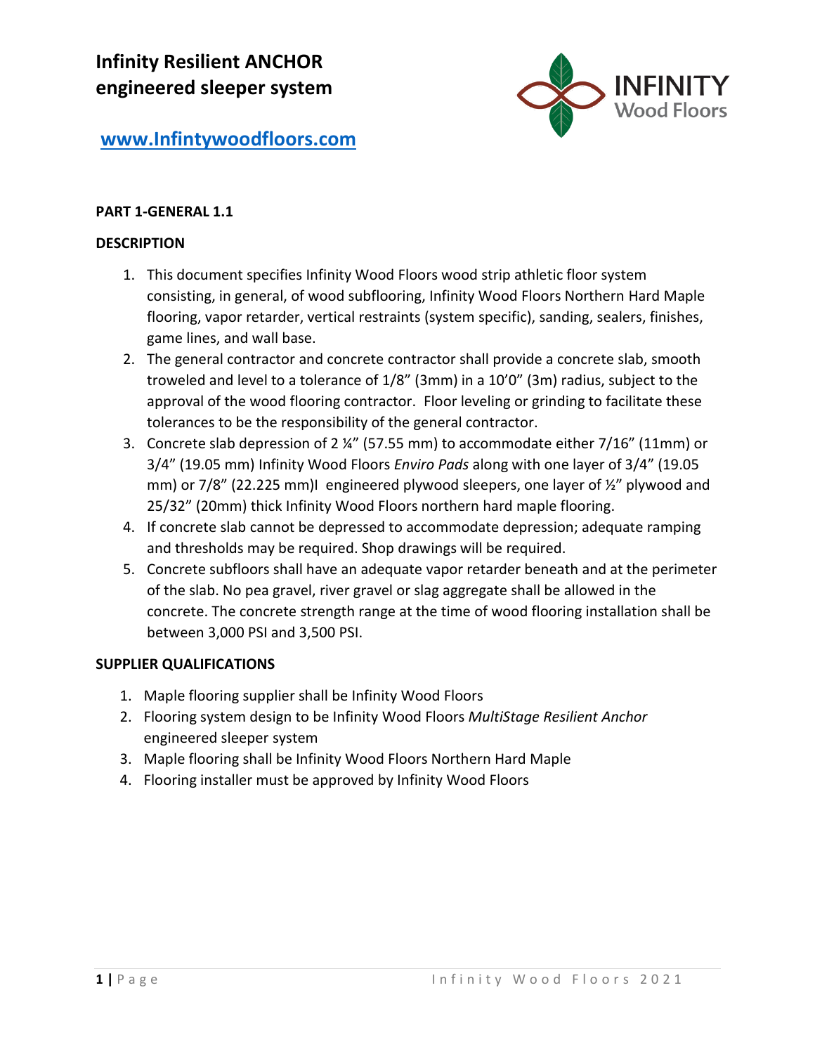# Infinity Resilient ANCHOR engineered sleeper system

**[www.Infintywoodfloors.com](http://www.Infintywoodfloors.com)**

**PART 1-GENERAL 1.1**

**DESCRIPTION**

1. This document specifies Infinity Wood Floors wood strip athletic floor system consisting, in general, of wood subflooring, Infinity Wood Floors Northern Hard Maple flooring, vapor retarder, vertical restraints (system specific), sanding, sealers, finishes, game lines, and wall base.
2. The general contractor and concrete contractor shall provide a concrete slab, smooth troweled and level to a tolerance of 1/8" (3mm) in a 10'0" (3m) radius, subject to the approval of the wood flooring contractor. Floor leveling or grinding to facilitate these tolerances to be the responsibility of the general contractor.
3. Concrete slab depression of 2 ¼" (57.55 mm) to accommodate either 7/16" (11mm) or 3/4" (19.05 mm) Infinity Wood Floors *Enviro Pads* along with one layer of 3/4" (19.05 mm) or 7/8" (22.225 mm)I engineered plywood sleepers, one layer of ½" plywood and 25/32" (20mm) thick Infinity Wood Floors northern hard maple flooring.
4. If concrete slab cannot be depressed to accommodate depression; adequate ramping and thresholds may be required. Shop drawings will be required.
5. Concrete subfloors shall have an adequate vapor retarder beneath and at the perimeter of the slab. No pea gravel, river gravel or slag aggregate shall be allowed in the concrete. The concrete strength range at the time of wood flooring installation shall be between 3,000 PSI and 3,500 PSI.

**SUPPLIER QUALIFICATIONS**

1. Maple flooring supplier shall be Infinity Wood Floors
2. Flooring system design to be Infinity Wood Floors *MultiStage Resilient Anchor* engineered sleeper system
3. Maple flooring shall be Infinity Wood Floors Northern Hard Maple
4. Flooring installer must be approved by Infinity Wood Floors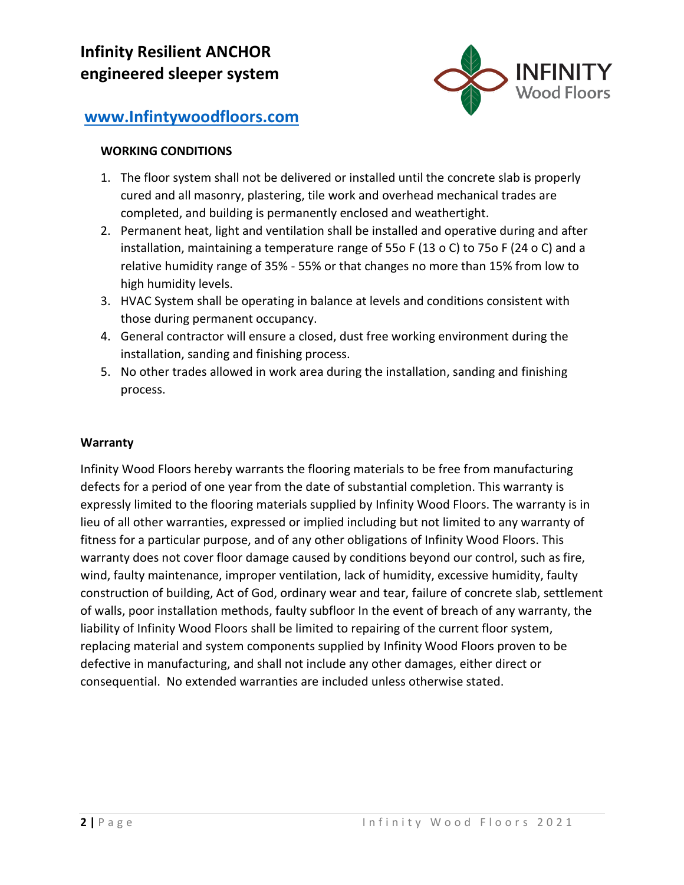# Infinity Resilient ANCHOR engineered sleeper system

**www.Infintywoodfloors.com**

**WORKING CONDITIONS**

1. The floor system shall not be delivered or installed until the concrete slab is properly cured and all masonry, plastering, tile work and overhead mechanical trades are completed, and building is permanently enclosed and weathertight.
2. Permanent heat, light and ventilation shall be installed and operative during and after installation, maintaining a temperature range of 55o F (13 o C) to 75o F (24 o C) and a relative humidity range of 35% - 55% or that changes no more than 15% from low to high humidity levels.
3. HVAC System shall be operating in balance at levels and conditions consistent with those during permanent occupancy.
4. General contractor will ensure a closed, dust free working environment during the installation, sanding and finishing process.
5. No other trades allowed in work area during the installation, sanding and finishing process.

**Warranty**

Infinity Wood Floors hereby warrants the flooring materials to be free from manufacturing defects for a period of one year from the date of substantial completion. This warranty is expressly limited to the flooring materials supplied by Infinity Wood Floors. The warranty is in lieu of all other warranties, expressed or implied including but not limited to any warranty of fitness for a particular purpose, and of any other obligations of Infinity Wood Floors. This warranty does not cover floor damage caused by conditions beyond our control, such as fire, wind, faulty maintenance, improper ventilation, lack of humidity, excessive humidity, faulty construction of building, Act of God, ordinary wear and tear, failure of concrete slab, settlement of walls, poor installation methods, faulty subfloor In the event of breach of any warranty, the liability of Infinity Wood Floors shall be limited to repairing of the current floor system, replacing material and system components supplied by Infinity Wood Floors proven to be defective in manufacturing, and shall not include any other damages, either direct or consequential. No extended warranties are included unless otherwise stated.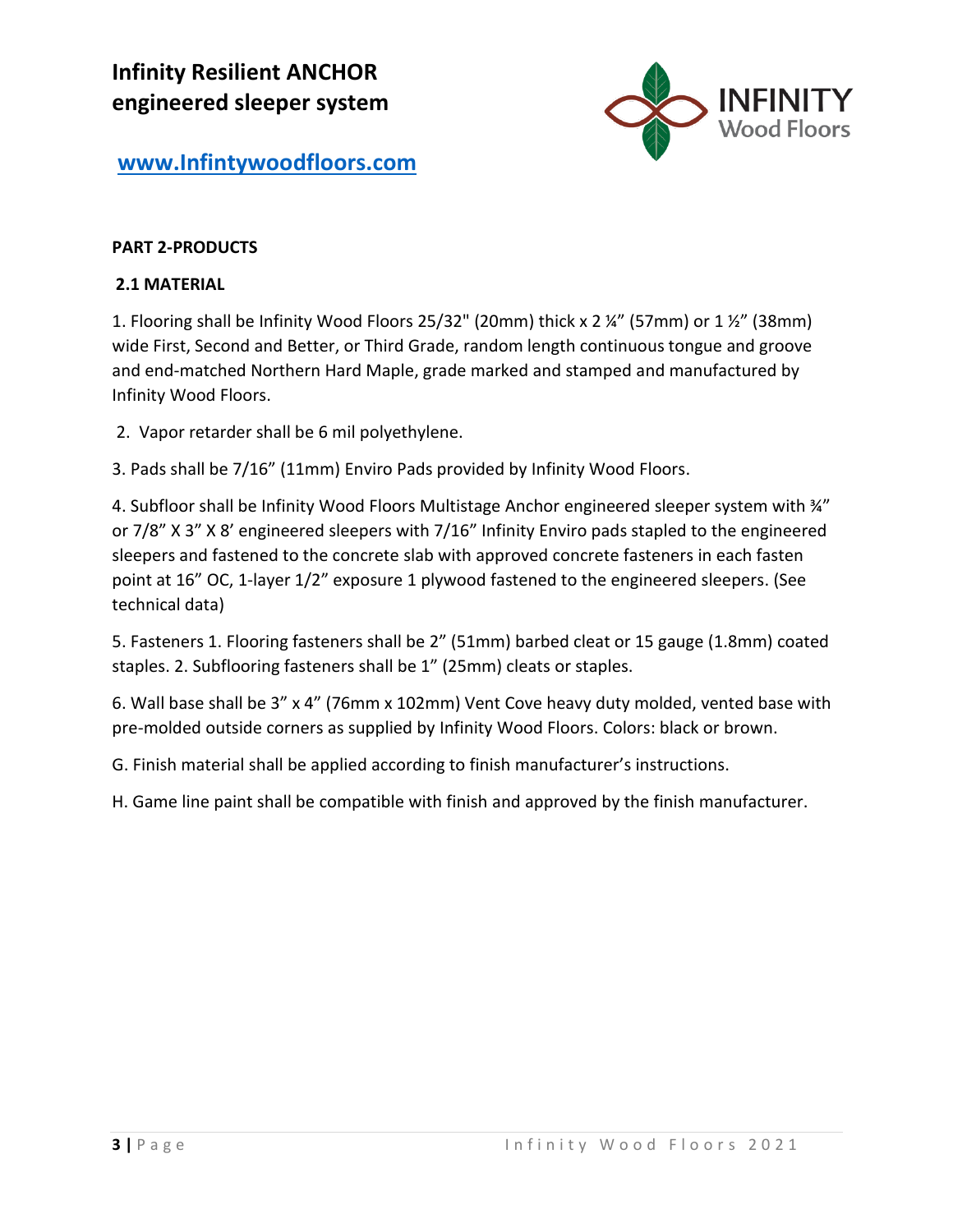# Infinity Resilient ANCHOR engineered sleeper system

**www.Infintywoodfloors.com**

**PART 2-PRODUCTS**

**2.1 MATERIAL**

1. Flooring shall be Infinity Wood Floors 25/32" (20mm) thick x 2 ¼" (57mm) or 1 ½" (38mm) wide First, Second and Better, or Third Grade, random length continuous tongue and groove and end-matched Northern Hard Maple, grade marked and stamped and manufactured by Infinity Wood Floors.

2. Vapor retarder shall be 6 mil polyethylene.

3. Pads shall be 7/16" (11mm) Enviro Pads provided by Infinity Wood Floors.

4. Subfloor shall be Infinity Wood Floors Multistage Anchor engineered sleeper system with ¾" or 7/8" X 3" X 8' engineered sleepers with 7/16" Infinity Enviro pads stapled to the engineered sleepers and fastened to the concrete slab with approved concrete fasteners in each fasten point at 16" OC, 1-layer 1/2" exposure 1 plywood fastened to the engineered sleepers. (See technical data)

5. Fasteners 1. Flooring fasteners shall be 2" (51mm) barbed cleat or 15 gauge (1.8mm) coated staples. 2. Subflooring fasteners shall be 1" (25mm) cleats or staples.

6. Wall base shall be 3" x 4" (76mm x 102mm) Vent Cove heavy duty molded, vented base with pre-molded outside corners as supplied by Infinity Wood Floors. Colors: black or brown.

G. Finish material shall be applied according to finish manufacturer's instructions.

H. Game line paint shall be compatible with finish and approved by the finish manufacturer.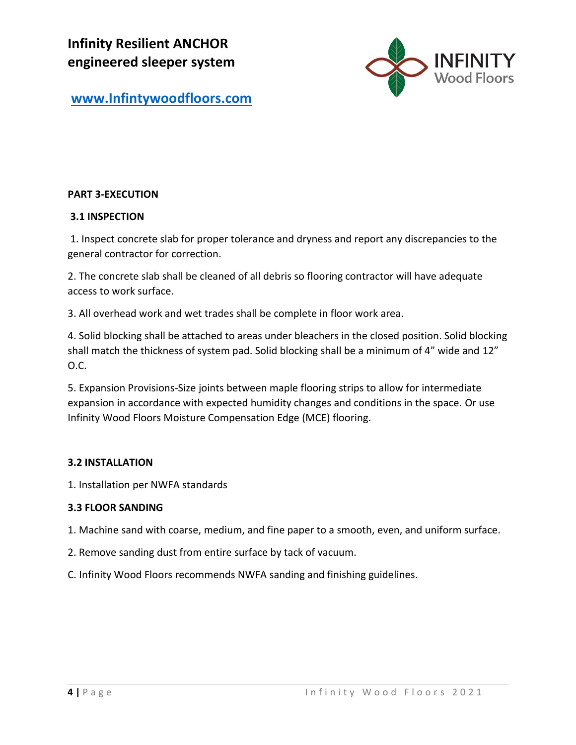# Infinity Resilient ANCHOR engineered sleeper system

**www.Infintywoodfloors.com**

**PART 3-EXECUTION**

**3.1 INSPECTION**

1. Inspect concrete slab for proper tolerance and dryness and report any discrepancies to the general contractor for correction.

2. The concrete slab shall be cleaned of all debris so flooring contractor will have adequate access to work surface.

3. All overhead work and wet trades shall be complete in floor work area.

4. Solid blocking shall be attached to areas under bleachers in the closed position. Solid blocking shall match the thickness of system pad. Solid blocking shall be a minimum of 4" wide and 12" O.C.

5. Expansion Provisions-Size joints between maple flooring strips to allow for intermediate expansion in accordance with expected humidity changes and conditions in the space. Or use Infinity Wood Floors Moisture Compensation Edge (MCE) flooring.

**3.2 INSTALLATION**

1. Installation per NWFA standards

**3.3 FLOOR SANDING**

1. Machine sand with coarse, medium, and fine paper to a smooth, even, and uniform surface.

2. Remove sanding dust from entire surface by tack of vacuum.

C. Infinity Wood Floors recommends NWFA sanding and finishing guidelines.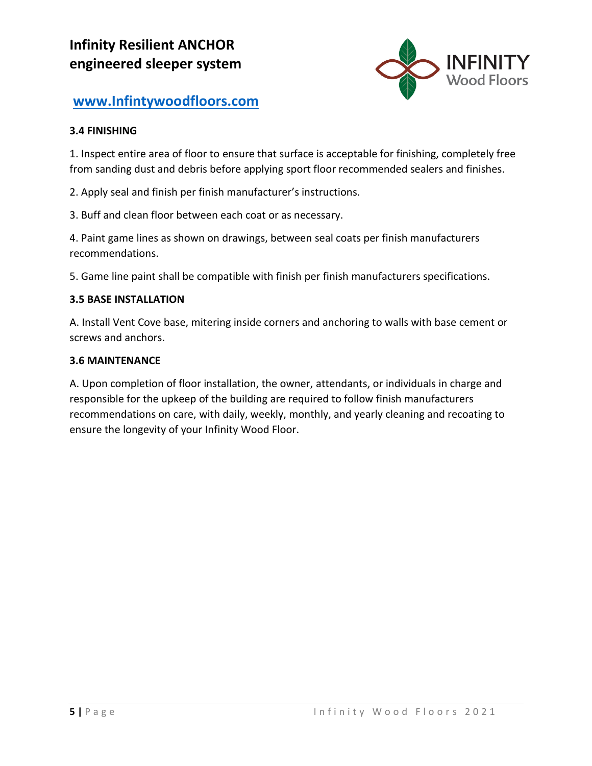## 3.4 FINISHING

1. Inspect entire area of floor to ensure that surface is acceptable for finishing, completely free from sanding dust and debris before applying sport floor recommended sealers and finishes.

2. Apply seal and finish per finish manufacturer's instructions.

3. Buff and clean floor between each coat or as necessary.

4. Paint game lines as shown on drawings, between seal coats per finish manufacturers recommendations.

5. Game line paint shall be compatible with finish per finish manufacturers specifications.

## 3.5 BASE INSTALLATION

A. Install Vent Cove base, mitering inside corners and anchoring to walls with base cement or screws and anchors.

## 3.6 MAINTENANCE

A. Upon completion of floor installation, the owner, attendants, or individuals in charge and responsible for the upkeep of the building are required to follow finish manufacturers recommendations on care, with daily, weekly, monthly, and yearly cleaning and recoating to ensure the longevity of your Infinity Wood Floor.